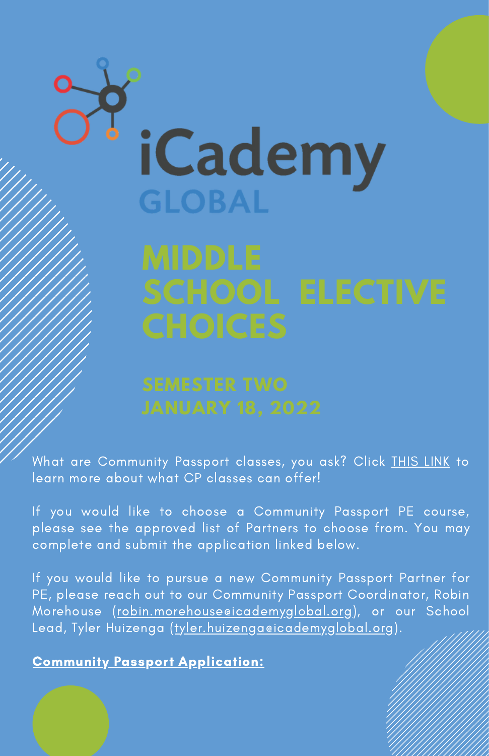iCademy
GLOBAL

# MIDDLE SCHOOL ELECTIVE CHOICES

## SEMESTER TWO
## JANUARY 18, 2022

What are Community Passport classes, you ask? Click THIS LINK to learn more about what CP classes can offer!

If you would like to choose a Community Passport PE course, please see the approved list of Partners to choose from. You may complete and submit the application linked below.

If you would like to pursue a new Community Passport Partner for PE, please reach out to our Community Passport Coordinator, Robin Morehouse (robin.morehouse@icademyglobal.org), or our School Lead, Tyler Huizenga (tyler.huizenga@icademyglobal.org).

**Community Passport Application:**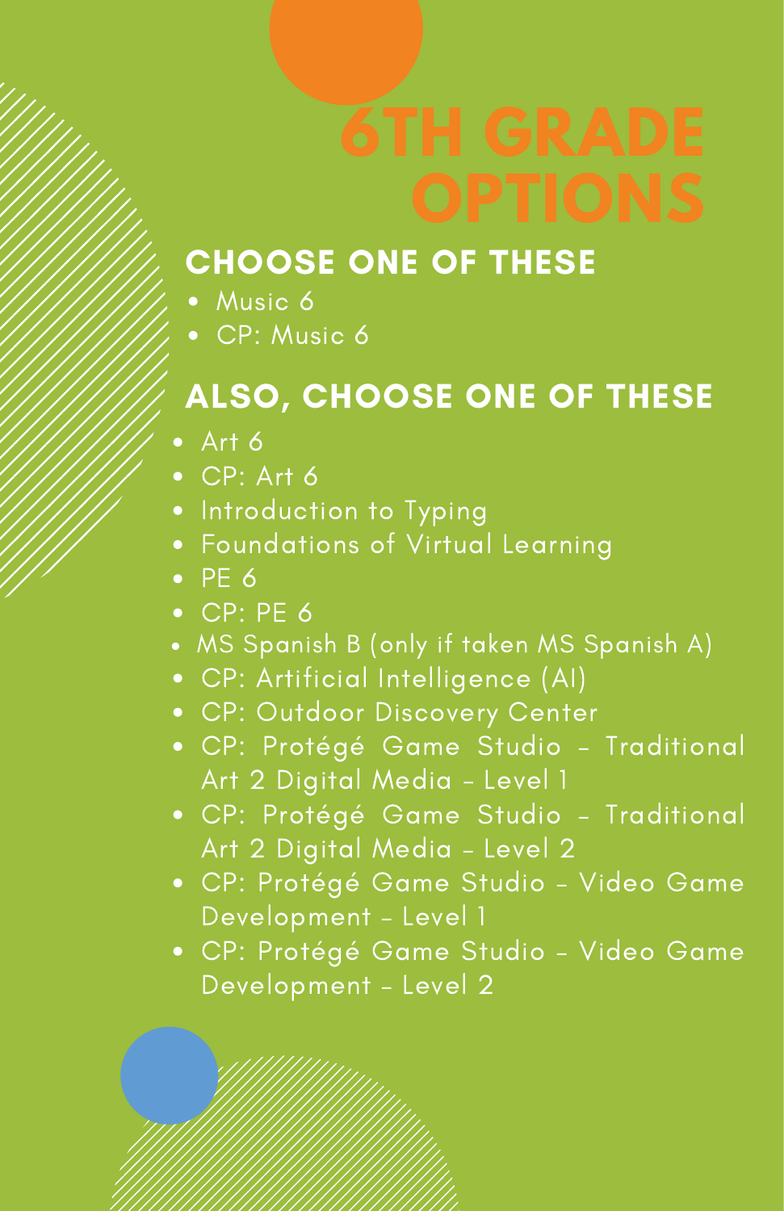# 6TH GRADE OPTIONS

## CHOOSE ONE OF THESE

- Music 6
- CP: Music 6

## ALSO, CHOOSE ONE OF THESE

- Art 6
- CP: Art 6
- Introduction to Typing
- Foundations of Virtual Learning
- PE 6
- CP: PE 6
- MS Spanish B (only if taken MS Spanish A)
- CP: Artificial Intelligence (AI)
- CP: Outdoor Discovery Center
- CP: Protégé Game Studio - Traditional Art 2 Digital Media - Level 1
- CP: Protégé Game Studio - Traditional Art 2 Digital Media - Level 2
- CP: Protégé Game Studio - Video Game Development - Level 1
- CP: Protégé Game Studio - Video Game Development - Level 2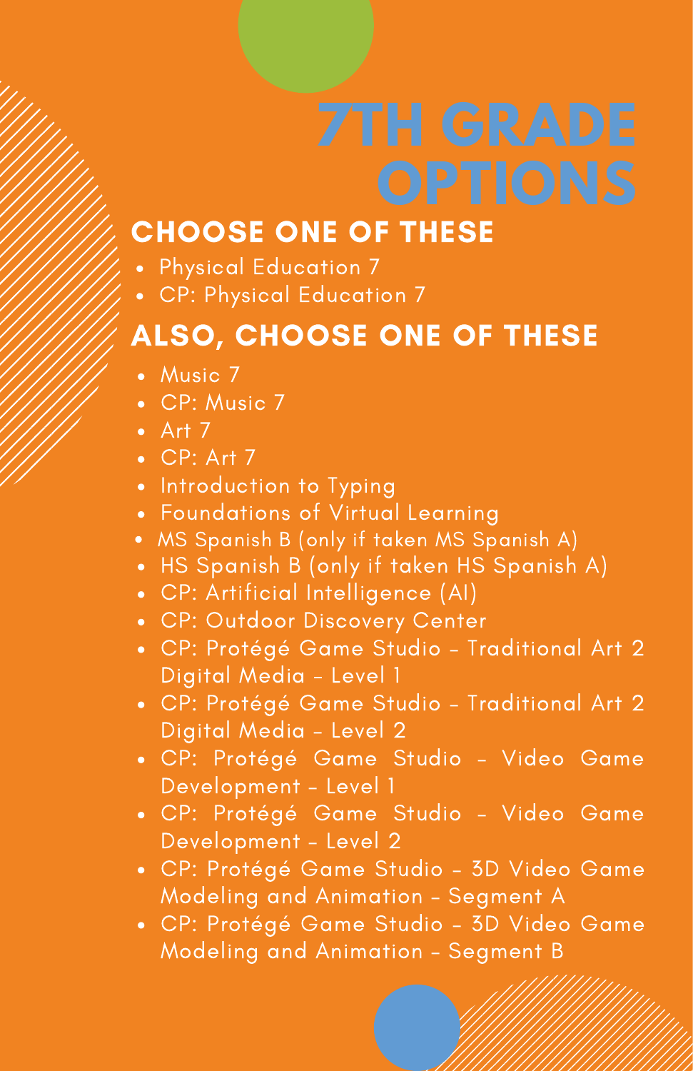# 7TH GRADE OPTIONS

## CHOOSE ONE OF THESE

- Physical Education 7
- CP: Physical Education 7

## ALSO, CHOOSE ONE OF THESE

- Music 7
- CP: Music 7
- Art 7
- CP: Art 7
- Introduction to Typing
- Foundations of Virtual Learning
- MS Spanish B (only if taken MS Spanish A)
- HS Spanish B (only if taken HS Spanish A)
- CP: Artificial Intelligence (AI)
- CP: Outdoor Discovery Center
- CP: Protégé Game Studio - Traditional Art 2 Digital Media - Level 1
- CP: Protégé Game Studio - Traditional Art 2 Digital Media - Level 2
- CP: Protégé Game Studio - Video Game Development - Level 1
- CP: Protégé Game Studio - Video Game Development - Level 2
- CP: Protégé Game Studio - 3D Video Game Modeling and Animation - Segment A
- CP: Protégé Game Studio - 3D Video Game Modeling and Animation - Segment B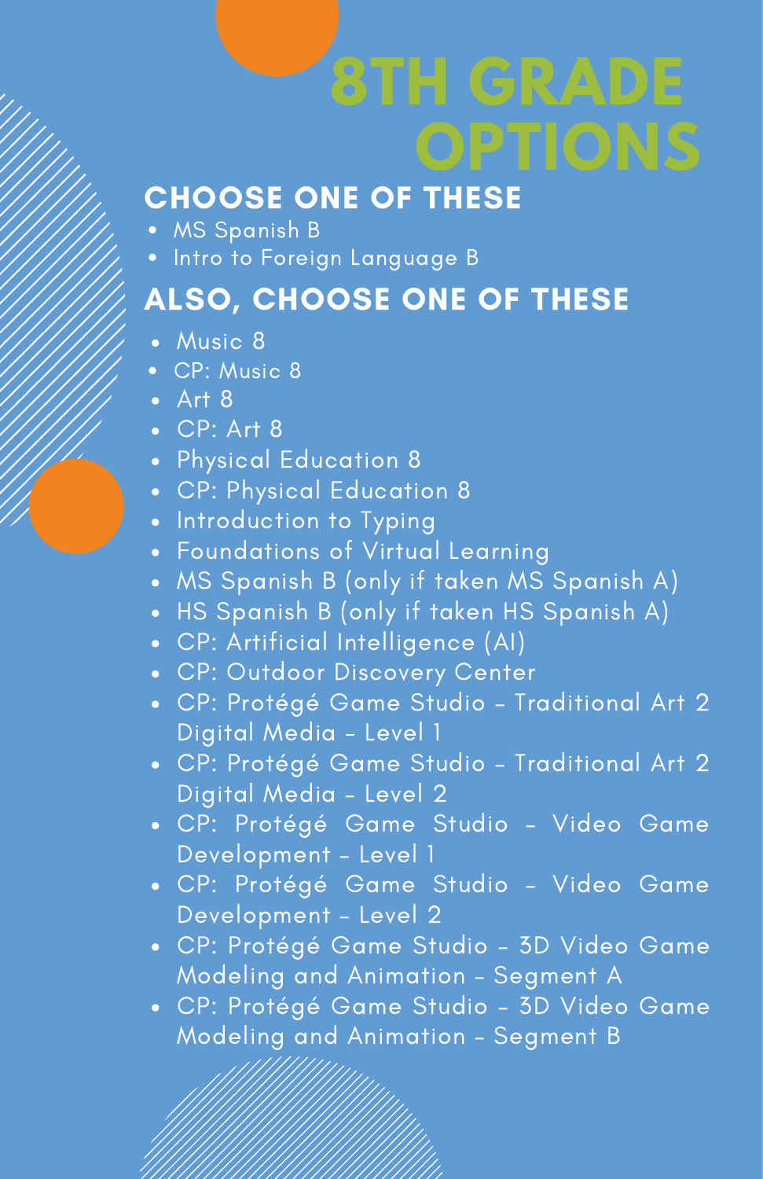# 8TH GRADE OPTIONS

## CHOOSE ONE OF THESE

- MS Spanish B
- Intro to Foreign Language B

## ALSO, CHOOSE ONE OF THESE

- Music 8
- CP: Music 8
- Art 8
- CP: Art 8
- Physical Education 8
- CP: Physical Education 8
- Introduction to Typing
- Foundations of Virtual Learning
- MS Spanish B (only if taken MS Spanish A)
- HS Spanish B (only if taken HS Spanish A)
- CP: Artificial Intelligence (AI)
- CP: Outdoor Discovery Center
- CP: Protégé Game Studio - Traditional Art 2 Digital Media - Level 1
- CP: Protégé Game Studio - Traditional Art 2 Digital Media - Level 2
- CP: Protégé Game Studio - Video Game Development - Level 1
- CP: Protégé Game Studio - Video Game Development - Level 2
- CP: Protégé Game Studio - 3D Video Game Modeling and Animation - Segment A
- CP: Protégé Game Studio - 3D Video Game Modeling and Animation - Segment B